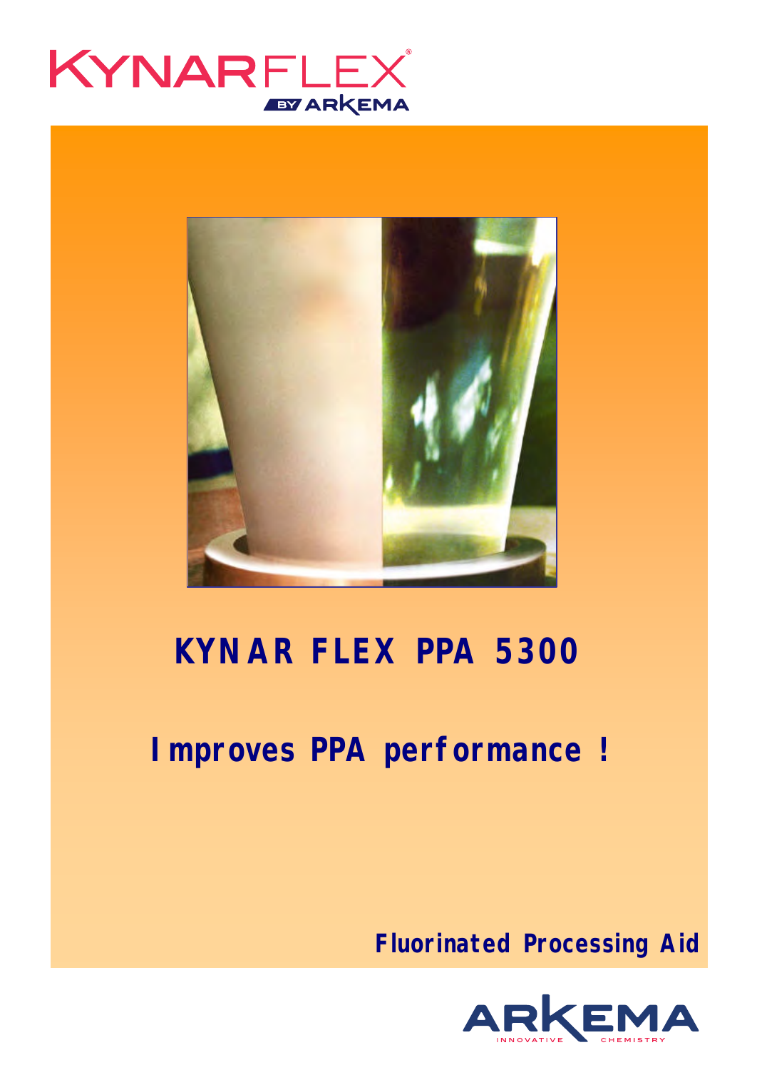KYNARFLEX®
BY ARKEMA

# KYNAR FLEX PPA 5300

## Improves PPA performance !

**Fluorinated Processing Aid**

ARKEMA
INNOVATIVE CHEMISTRY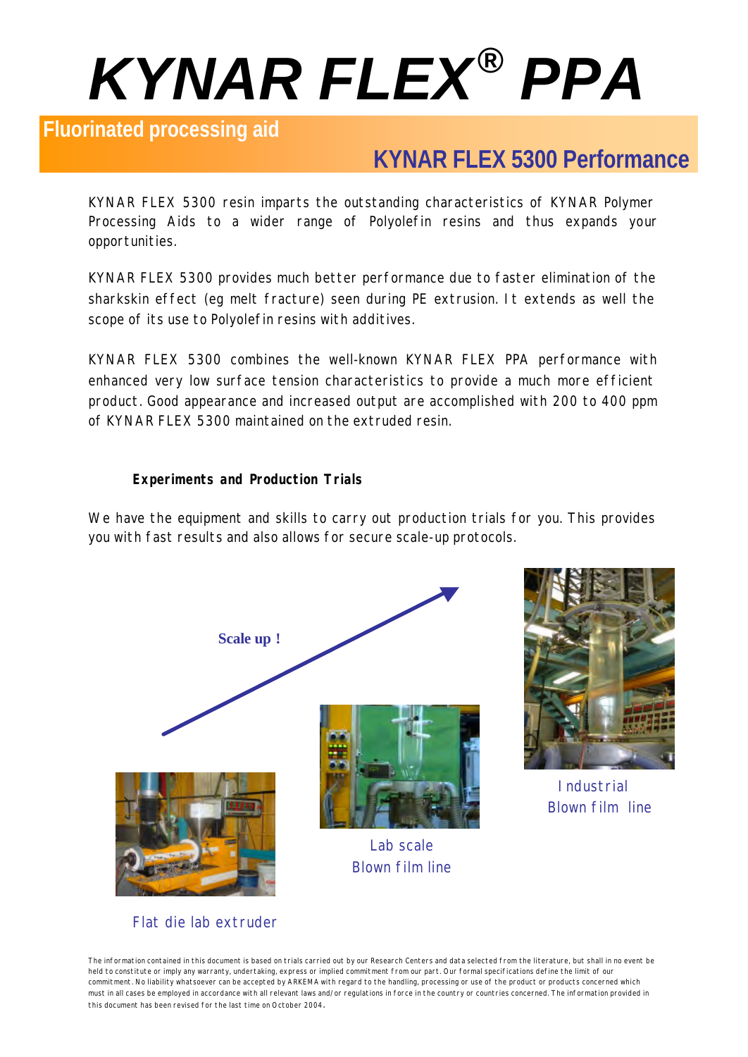# KYNAR FLEX® PPA

## Fluorinated processing aid

## KYNAR FLEX 5300 Performance

KYNAR FLEX 5300 resin imparts the outstanding characteristics of KYNAR Polymer Processing Aids to a wider range of Polyolefin resins and thus expands your opportunities.

KYNAR FLEX 5300 provides much better performance due to faster elimination of the sharkskin effect (eg melt fracture) seen during PE extrusion. It extends as well the scope of its use to Polyolefin resins with additives.

KYNAR FLEX 5300 combines the well-known KYNAR FLEX PPA performance with enhanced very low surface tension characteristics to provide a much more efficient product. Good appearance and increased output are accomplished with 200 to 400 ppm of KYNAR FLEX 5300 maintained on the extruded resin.

### Experiments and Production Trials

We have the equipment and skills to carry out production trials for you. This provides you with fast results and also allows for secure scale-up protocols.

Scale up !

Industrial Blown film line

Lab scale Blown film line

Flat die lab extruder

The information contained in this document is based on trials carried out by our Research Centers and data selected from the literature, but shall in no event be held to constitute or imply any warranty, undertaking, express or implied commitment from our part. Our formal specifications define the limit of our commitment. No liability whatsoever can be accepted by ARKEMA with regard to the handling, processing or use of the product or products concerned which must in all cases be employed in accordance with all relevant laws and/or regulations in force in the country or countries concerned. The information provided in this document has been revised for the last time on October 2004.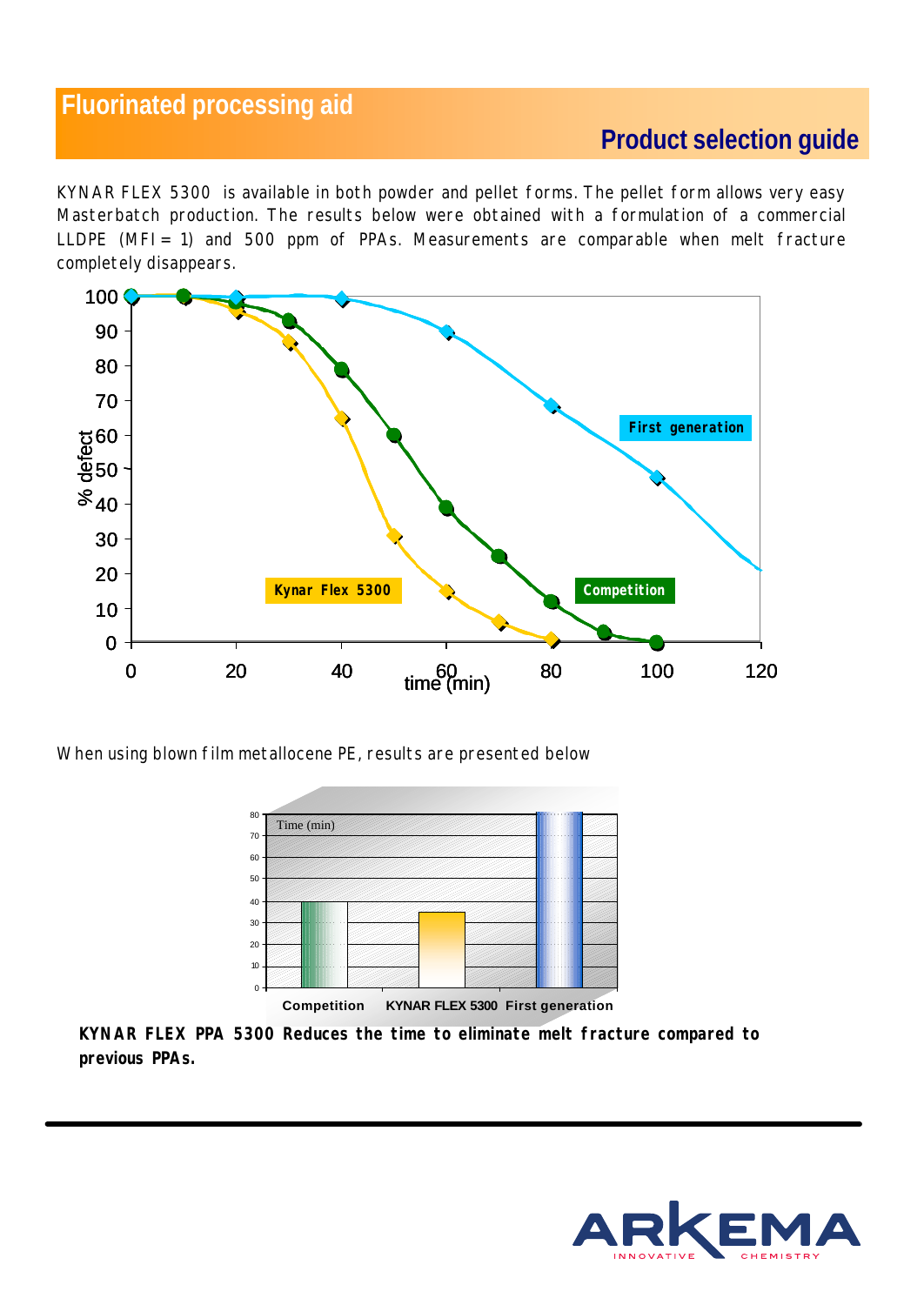# Fluorinated processing aid

## Product selection guide

KYNAR FLEX 5300 is available in both powder and pellet forms. The pellet form allows very easy Masterbatch production. The results below were obtained with a formulation of a commercial LLDPE (MFI = 1) and 500 ppm of PPAs. Measurements are comparable when melt fracture completely disappears.

When using blown film metallocene PE, results are presented below

**KYNAR FLEX PPA 5300 Reduces the time to eliminate melt fracture compared to previous PPAs.**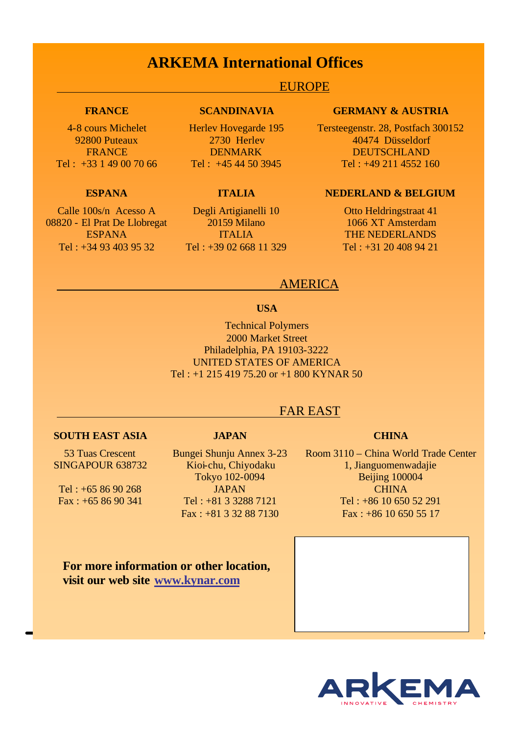# ARKEMA International Offices

## EUROPE

**FRANCE**

4-8 cours Michelet
92800 Puteaux
FRANCE
Tel : +33 1 49 00 70 66

**SCANDINAVIA**

Herlev Hovegarde 195
2730 Herlev
DENMARK
Tel : +45 44 50 3945

**GERMANY & AUSTRIA**

Tersteegenstr. 28, Postfach 300152
40474 Düsseldorf
DEUTSCHLAND
Tel : +49 211 4552 160

**ESPANA**

Calle 100s/n Acesso A
08820 - El Prat De Llobregat
ESPANA
Tel : +34 93 403 95 32

**ITALIA**

Degli Artigianelli 10
20159 Milano
ITALIA
Tel : +39 02 668 11 329

**NEDERLAND & BELGIUM**

Otto Heldringstraat 41
1066 XT Amsterdam
THE NEDERLANDS
Tel : +31 20 408 94 21

## AMERICA

**USA**

Technical Polymers
2000 Market Street
Philadelphia, PA 19103-3222
UNITED STATES OF AMERICA
Tel : +1 215 419 75.20 or +1 800 KYNAR 50

## FAR EAST

**SOUTH EAST ASIA**

53 Tuas Crescent
SINGAPOUR 638732

Tel : +65 86 90 268
Fax : +65 86 90 341

**JAPAN**

Bungei Shunju Annex 3-23
Kioi-chu, Chiyodaku
Tokyo 102-0094
JAPAN
Tel : +81 3 3288 7121
Fax : +81 3 32 88 7130

**CHINA**

Room 3110 – China World Trade Center
1, Jianguomenwadajie
Beijing 100004
CHINA
Tel : +86 10 650 52 291
Fax : +86 10 650 55 17

**For more information or other location, visit our web site www.kynar.com**

ARKEMA
INNOVATIVE CHEMISTRY